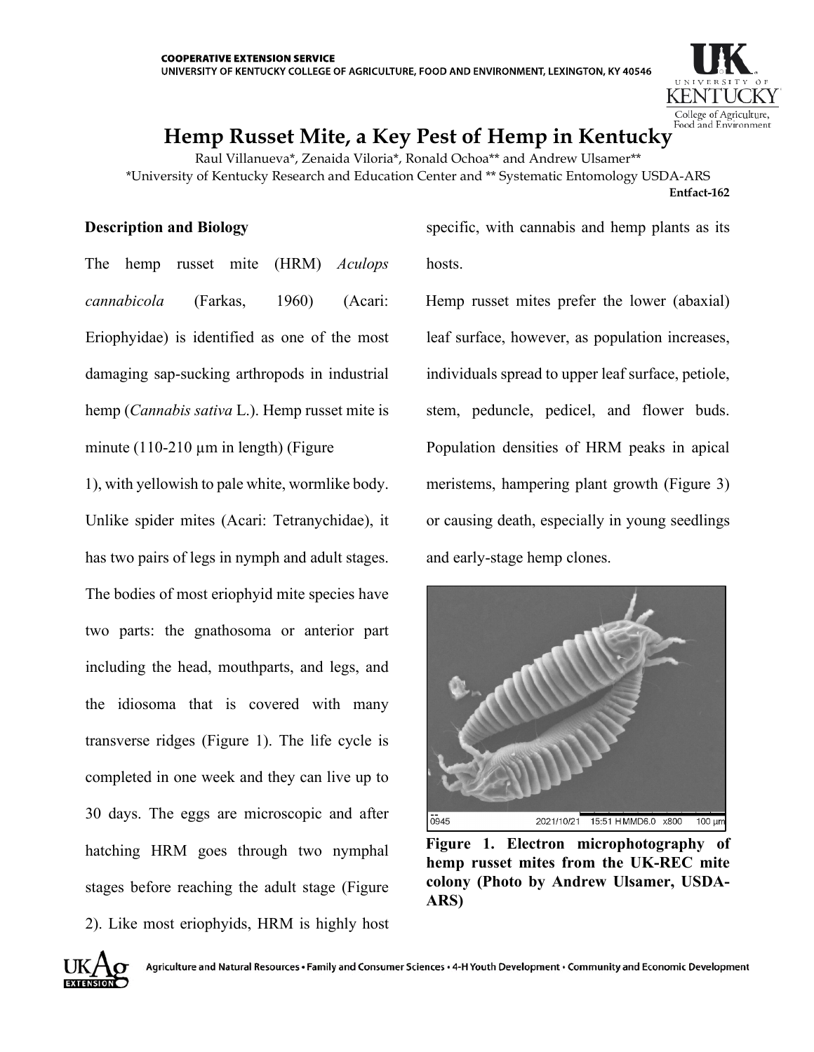COOPERATIVE EXTENSION SERVICE
UNIVERSITY OF KENTUCKY COLLEGE OF AGRICULTURE, FOOD AND ENVIRONMENT, LEXINGTON, KY 40546

# Hemp Russet Mite, a Key Pest of Hemp in Kentucky

Raul Villanueva*, Zenaida Viloria*, Ronald Ochoa** and Andrew Ulsamer**
*University of Kentucky Research and Education Center and ** Systematic Entomology USDA-ARS

**Entfact-162**

## Description and Biology

The hemp russet mite (HRM) *Aculops cannabicola* (Farkas, 1960) (Acari: Eriophyidae) is identified as one of the most damaging sap-sucking arthropods in industrial hemp (*Cannabis sativa* L.). Hemp russet mite is minute (110-210 µm in length) (Figure 1), with yellowish to pale white, wormlike body. Unlike spider mites (Acari: Tetranychidae), it has two pairs of legs in nymph and adult stages. The bodies of most eriophyid mite species have two parts: the gnathosoma or anterior part including the head, mouthparts, and legs, and the idiosoma that is covered with many transverse ridges (Figure 1). The life cycle is completed in one week and they can live up to 30 days. The eggs are microscopic and after hatching HRM goes through two nymphal stages before reaching the adult stage (Figure 2). Like most eriophyids, HRM is highly host specific, with cannabis and hemp plants as its hosts.

Hemp russet mites prefer the lower (abaxial) leaf surface, however, as population increases, individuals spread to upper leaf surface, petiole, stem, peduncle, pedicel, and flower buds. Population densities of HRM peaks in apical meristems, hampering plant growth (Figure 3) or causing death, especially in young seedlings and early-stage hemp clones.

**Figure 1. Electron microphotography of hemp russet mites from the UK-REC mite colony (Photo by Andrew Ulsamer, USDA-ARS)**

Agriculture and Natural Resources • Family and Consumer Sciences • 4-H Youth Development • Community and Economic Development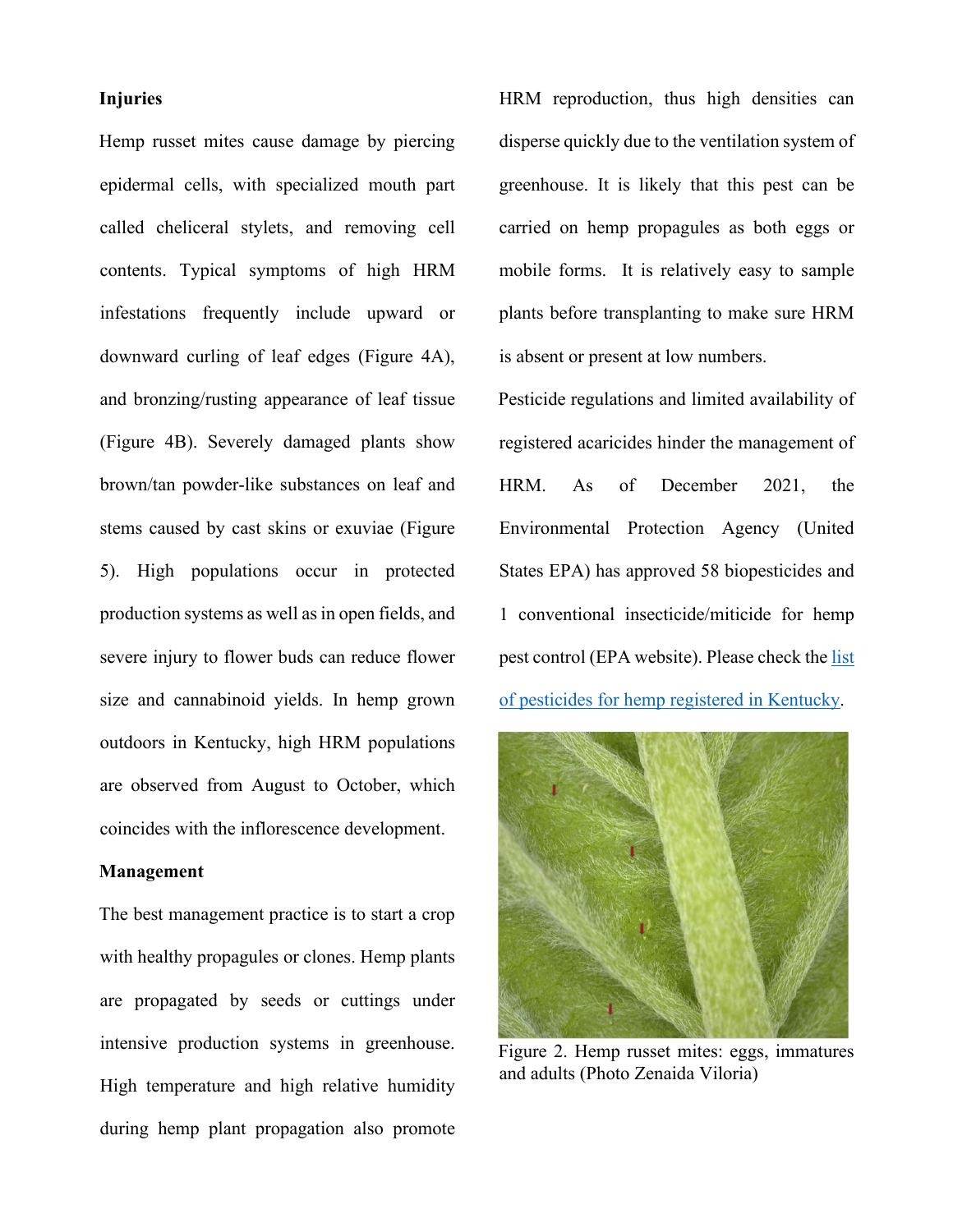**Injuries**

Hemp russet mites cause damage by piercing epidermal cells, with specialized mouth part called cheliceral stylets, and removing cell contents. Typical symptoms of high HRM infestations frequently include upward or downward curling of leaf edges (Figure 4A), and bronzing/rusting appearance of leaf tissue (Figure 4B). Severely damaged plants show brown/tan powder-like substances on leaf and stems caused by cast skins or exuviae (Figure 5). High populations occur in protected production systems as well as in open fields, and severe injury to flower buds can reduce flower size and cannabinoid yields. In hemp grown outdoors in Kentucky, high HRM populations are observed from August to October, which coincides with the inflorescence development.

**Management**

The best management practice is to start a crop with healthy propagules or clones. Hemp plants are propagated by seeds or cuttings under intensive production systems in greenhouse. High temperature and high relative humidity during hemp plant propagation also promote HRM reproduction, thus high densities can disperse quickly due to the ventilation system of greenhouse. It is likely that this pest can be carried on hemp propagules as both eggs or mobile forms. It is relatively easy to sample plants before transplanting to make sure HRM is absent or present at low numbers.

Pesticide regulations and limited availability of registered acaricides hinder the management of HRM. As of December 2021, the Environmental Protection Agency (United States EPA) has approved 58 biopesticides and 1 conventional insecticide/miticide for hemp pest control (EPA website). Please check the list of pesticides for hemp registered in Kentucky.

Figure 2. Hemp russet mites: eggs, immatures and adults (Photo Zenaida Viloria)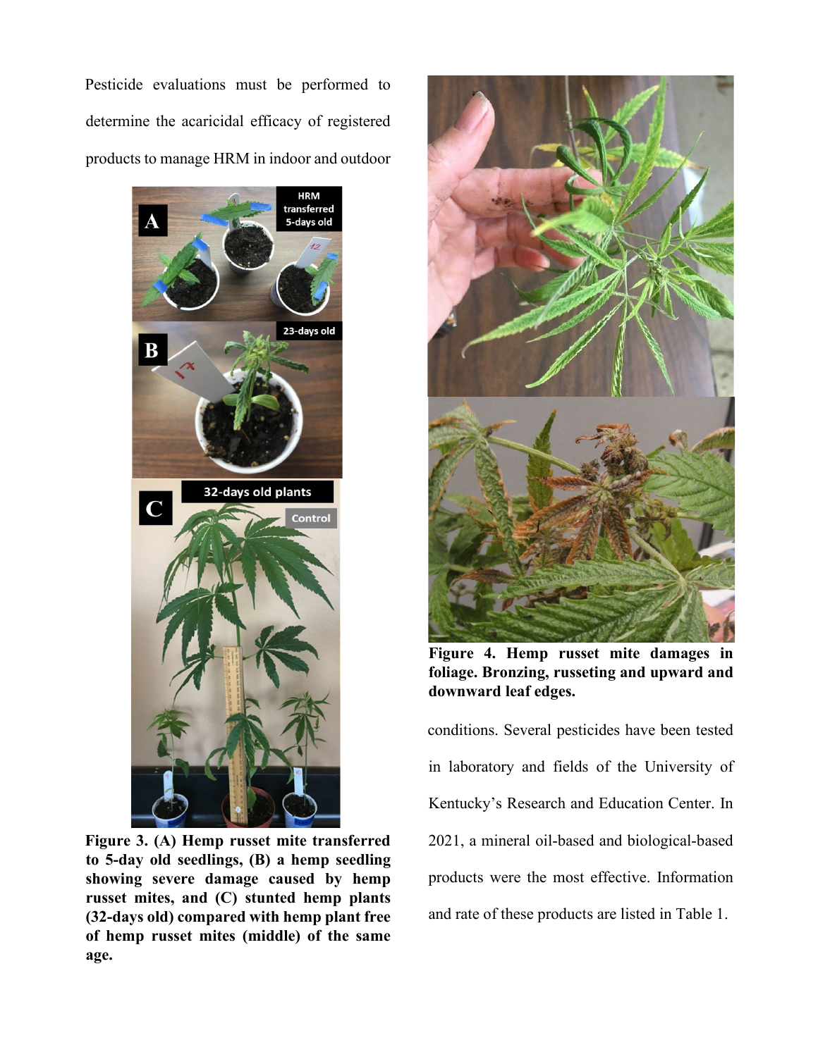Pesticide evaluations must be performed to determine the acaricidal efficacy of registered products to manage HRM in indoor and outdoor conditions. Several pesticides have been tested in laboratory and fields of the University of Kentucky's Research and Education Center. In 2021, a mineral oil-based and biological-based products were the most effective. Information and rate of these products are listed in Table 1.

**Figure 3. (A) Hemp russet mite transferred to 5-day old seedlings, (B) a hemp seedling showing severe damage caused by hemp russet mites, and (C) stunted hemp plants (32-days old) compared with hemp plant free of hemp russet mites (middle) of the same age.**

**Figure 4. Hemp russet mite damages in foliage. Bronzing, russeting and upward and downward leaf edges.**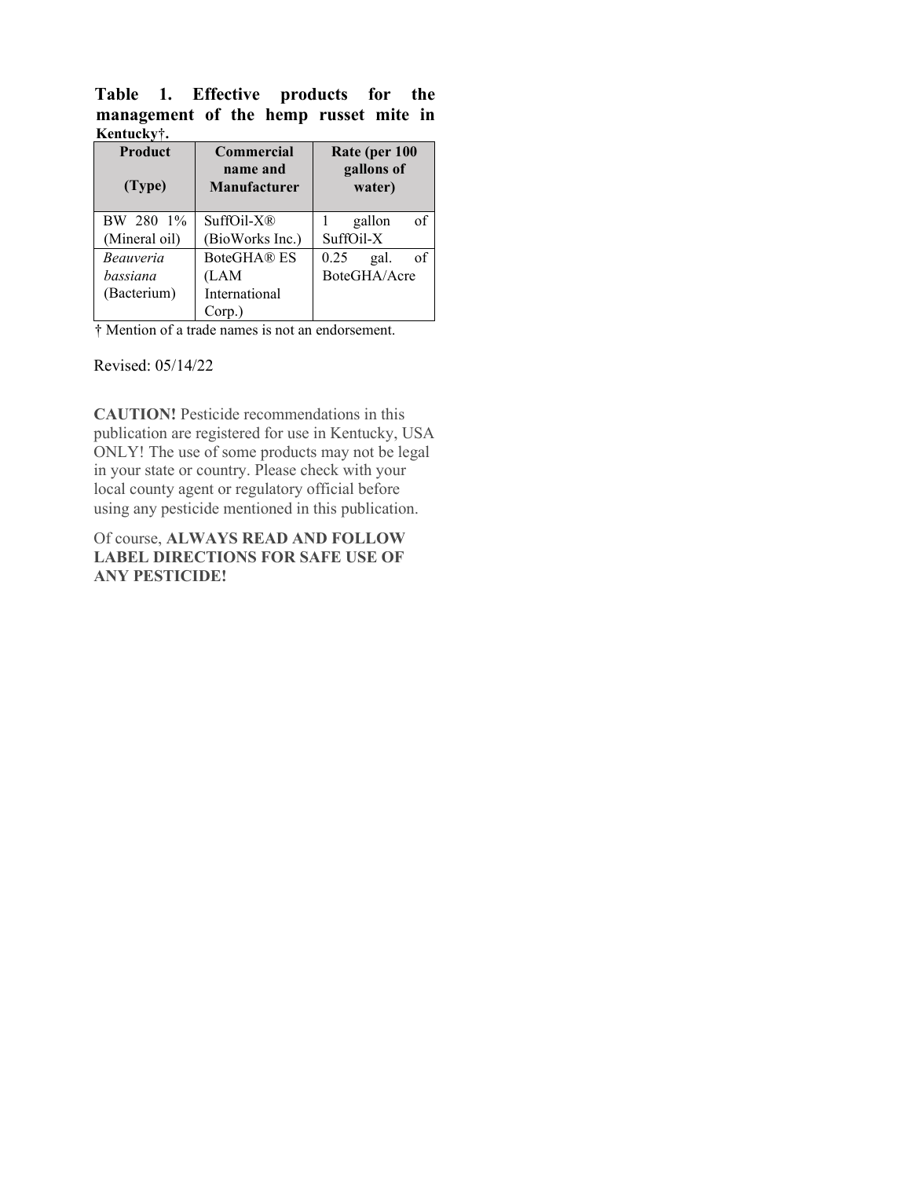**Table 1. Effective products for the management of the hemp russet mite in Kentucky†.**

| Product (Type) | Commercial name and Manufacturer | Rate (per 100 gallons of water) |
|---|---|---|
| BW 280 1% (Mineral oil) | SuffOil-X® (BioWorks Inc.) | 1 gallon of SuffOil-X |
| *Beauveria bassiana* (Bacterium) | BoteGHA® ES (LAM International Corp.) | 0.25 gal. of BoteGHA/Acre |

† Mention of a trade names is not an endorsement.

Revised: 05/14/22

**CAUTION!** Pesticide recommendations in this publication are registered for use in Kentucky, USA ONLY! The use of some products may not be legal in your state or country. Please check with your local county agent or regulatory official before using any pesticide mentioned in this publication.

Of course, **ALWAYS READ AND FOLLOW LABEL DIRECTIONS FOR SAFE USE OF ANY PESTICIDE!**